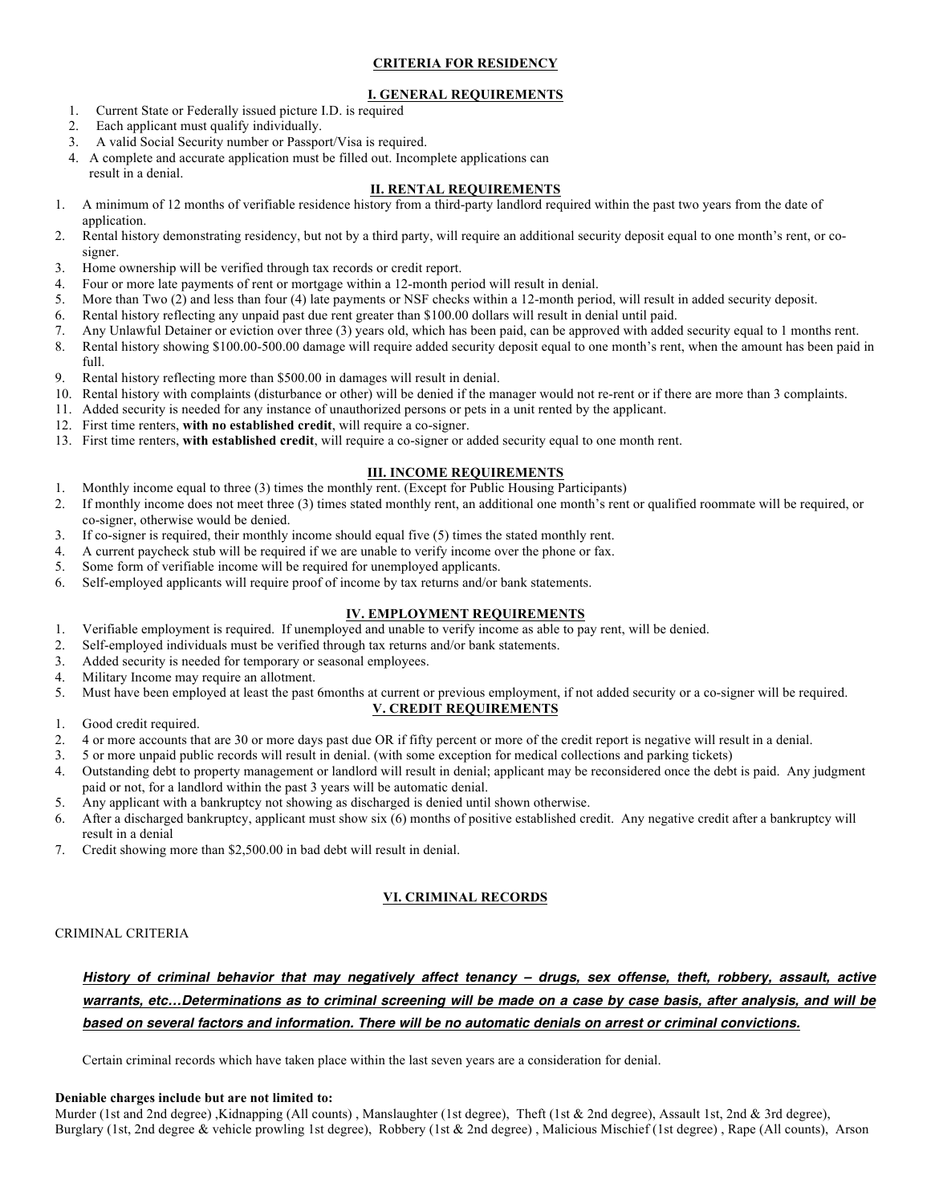# CRITERIA FOR RESIDENCY

## I. GENERAL REQUIREMENTS

1. Current State or Federally issued picture I.D. is required
2. Each applicant must qualify individually.
3. A valid Social Security number or Passport/Visa is required.
4. A complete and accurate application must be filled out. Incomplete applications can result in a denial.

## II. RENTAL REQUIREMENTS

1. A minimum of 12 months of verifiable residence history from a third-party landlord required within the past two years from the date of application.
2. Rental history demonstrating residency, but not by a third party, will require an additional security deposit equal to one month's rent, or co-signer.
3. Home ownership will be verified through tax records or credit report.
4. Four or more late payments of rent or mortgage within a 12-month period will result in denial.
5. More than Two (2) and less than four (4) late payments or NSF checks within a 12-month period, will result in added security deposit.
6. Rental history reflecting any unpaid past due rent greater than $100.00 dollars will result in denial until paid.
7. Any Unlawful Detainer or eviction over three (3) years old, which has been paid, can be approved with added security equal to 1 months rent.
8. Rental history showing $100.00-500.00 damage will require added security deposit equal to one month's rent, when the amount has been paid in full.
9. Rental history reflecting more than $500.00 in damages will result in denial.
10. Rental history with complaints (disturbance or other) will be denied if the manager would not re-rent or if there are more than 3 complaints.
11. Added security is needed for any instance of unauthorized persons or pets in a unit rented by the applicant.
12. First time renters, **with no established credit**, will require a co-signer.
13. First time renters, **with established credit**, will require a co-signer or added security equal to one month rent.

## III. INCOME REQUIREMENTS

1. Monthly income equal to three (3) times the monthly rent. (Except for Public Housing Participants)
2. If monthly income does not meet three (3) times stated monthly rent, an additional one month's rent or qualified roommate will be required, or co-signer, otherwise would be denied.
3. If co-signer is required, their monthly income should equal five (5) times the stated monthly rent.
4. A current paycheck stub will be required if we are unable to verify income over the phone or fax.
5. Some form of verifiable income will be required for unemployed applicants.
6. Self-employed applicants will require proof of income by tax returns and/or bank statements.

## IV. EMPLOYMENT REQUIREMENTS

1. Verifiable employment is required. If unemployed and unable to verify income as able to pay rent, will be denied.
2. Self-employed individuals must be verified through tax returns and/or bank statements.
3. Added security is needed for temporary or seasonal employees.
4. Military Income may require an allotment.
5. Must have been employed at least the past 6months at current or previous employment, if not added security or a co-signer will be required.

## V. CREDIT REQUIREMENTS

1. Good credit required.
2. 4 or more accounts that are 30 or more days past due OR if fifty percent or more of the credit report is negative will result in a denial.
3. 5 or more unpaid public records will result in denial. (with some exception for medical collections and parking tickets)
4. Outstanding debt to property management or landlord will result in denial; applicant may be reconsidered once the debt is paid. Any judgment paid or not, for a landlord within the past 3 years will be automatic denial.
5. Any applicant with a bankruptcy not showing as discharged is denied until shown otherwise.
6. After a discharged bankruptcy, applicant must show six (6) months of positive established credit. Any negative credit after a bankruptcy will result in a denial
7. Credit showing more than $2,500.00 in bad debt will result in denial.

## VI. CRIMINAL RECORDS

CRIMINAL CRITERIA

***History of criminal behavior that may negatively affect tenancy – drugs, sex offense, theft, robbery, assault, active warrants, etc…Determinations as to criminal screening will be made on a case by case basis, after analysis, and will be based on several factors and information. There will be no automatic denials on arrest or criminal convictions.***

Certain criminal records which have taken place within the last seven years are a consideration for denial.

**Deniable charges include but are not limited to:**

Murder (1st and 2nd degree) ,Kidnapping (All counts) , Manslaughter (1st degree), Theft (1st & 2nd degree), Assault 1st, 2nd & 3rd degree), Burglary (1st, 2nd degree & vehicle prowling 1st degree), Robbery (1st & 2nd degree) , Malicious Mischief (1st degree) , Rape (All counts), Arson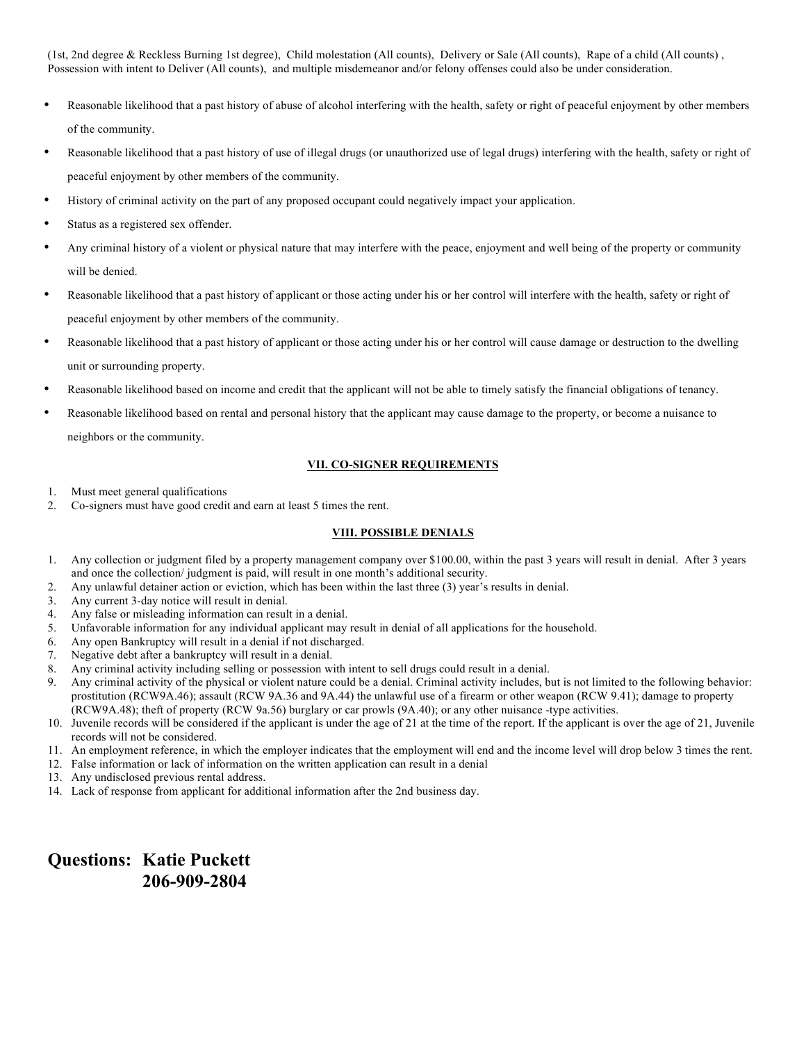(1st, 2nd degree & Reckless Burning 1st degree), Child molestation (All counts), Delivery or Sale (All counts), Rape of a child (All counts) , Possession with intent to Deliver (All counts), and multiple misdemeanor and/or felony offenses could also be under consideration.

- Reasonable likelihood that a past history of abuse of alcohol interfering with the health, safety or right of peaceful enjoyment by other members of the community.
- Reasonable likelihood that a past history of use of illegal drugs (or unauthorized use of legal drugs) interfering with the health, safety or right of peaceful enjoyment by other members of the community.
- History of criminal activity on the part of any proposed occupant could negatively impact your application.
- Status as a registered sex offender.
- Any criminal history of a violent or physical nature that may interfere with the peace, enjoyment and well being of the property or community will be denied.
- Reasonable likelihood that a past history of applicant or those acting under his or her control will interfere with the health, safety or right of peaceful enjoyment by other members of the community.
- Reasonable likelihood that a past history of applicant or those acting under his or her control will cause damage or destruction to the dwelling unit or surrounding property.
- Reasonable likelihood based on income and credit that the applicant will not be able to timely satisfy the financial obligations of tenancy.
- Reasonable likelihood based on rental and personal history that the applicant may cause damage to the property, or become a nuisance to neighbors or the community.

## VII. CO-SIGNER REQUIREMENTS

1. Must meet general qualifications
2. Co-signers must have good credit and earn at least 5 times the rent.

## VIII. POSSIBLE DENIALS

1. Any collection or judgment filed by a property management company over $100.00, within the past 3 years will result in denial. After 3 years and once the collection/ judgment is paid, will result in one month's additional security.
2. Any unlawful detainer action or eviction, which has been within the last three (3) year's results in denial.
3. Any current 3-day notice will result in denial.
4. Any false or misleading information can result in a denial.
5. Unfavorable information for any individual applicant may result in denial of all applications for the household.
6. Any open Bankruptcy will result in a denial if not discharged.
7. Negative debt after a bankruptcy will result in a denial.
8. Any criminal activity including selling or possession with intent to sell drugs could result in a denial.
9. Any criminal activity of the physical or violent nature could be a denial. Criminal activity includes, but is not limited to the following behavior: prostitution (RCW9A.46); assault (RCW 9A.36 and 9A.44) the unlawful use of a firearm or other weapon (RCW 9.41); damage to property (RCW9A.48); theft of property (RCW 9a.56) burglary or car prowls (9A.40); or any other nuisance -type activities.
10. Juvenile records will be considered if the applicant is under the age of 21 at the time of the report. If the applicant is over the age of 21, Juvenile records will not be considered.
11. An employment reference, in which the employer indicates that the employment will end and the income level will drop below 3 times the rent.
12. False information or lack of information on the written application can result in a denial
13. Any undisclosed previous rental address.
14. Lack of response from applicant for additional information after the 2nd business day.

**Questions: Katie Puckett**
**206-909-2804**